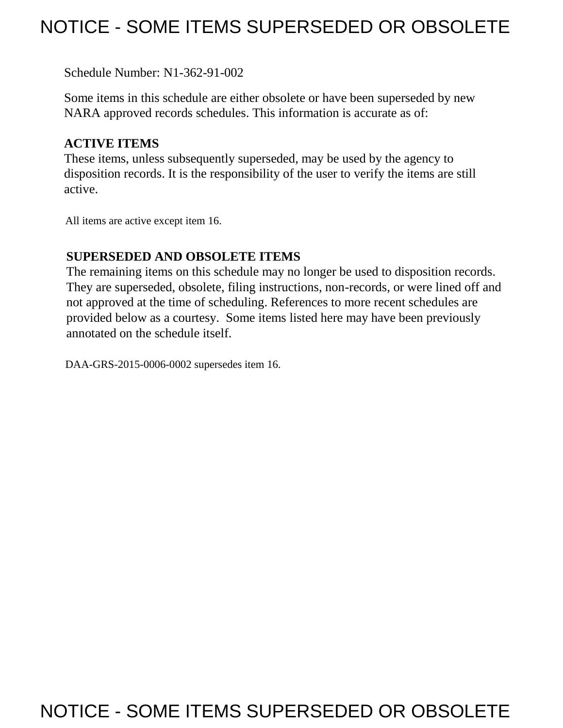# NOTICE - SOME ITEMS SUPERSEDED OR OBSOLETE

Schedule Number: N1-362-91-002

Some items in this schedule are either obsolete or have been superseded by new NARA approved records schedules. This information is accurate as of:

**ACTIVE ITEMS**
These items, unless subsequently superseded, may be used by the agency to disposition records. It is the responsibility of the user to verify the items are still active.

All items are active except item 16.

**SUPERSEDED AND OBSOLETE ITEMS**
The remaining items on this schedule may no longer be used to disposition records. They are superseded, obsolete, filing instructions, non-records, or were lined off and not approved at the time of scheduling. References to more recent schedules are provided below as a courtesy. Some items listed here may have been previously annotated on the schedule itself.

DAA-GRS-2015-0006-0002 supersedes item 16.

# NOTICE - SOME ITEMS SUPERSEDED OR OBSOLETE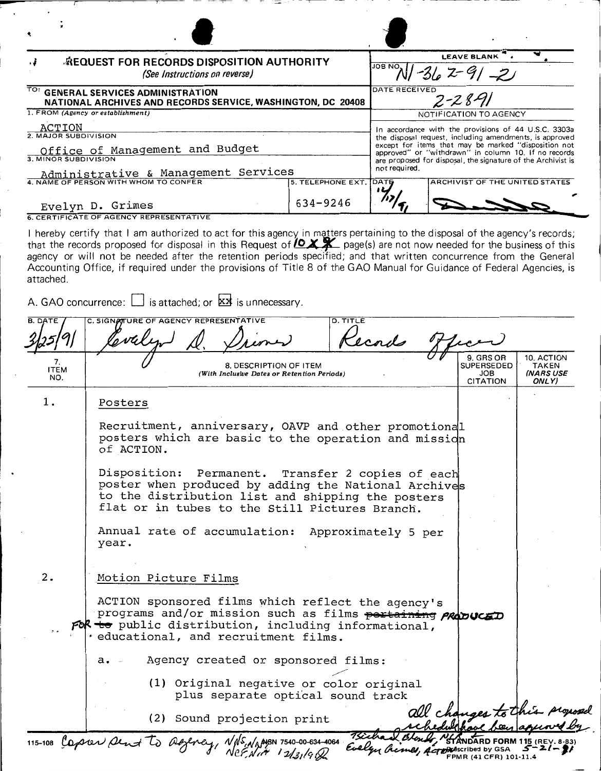**REQUEST FOR RECORDS DISPOSITION AUTHORITY**
*(See Instructions on reverse)*

LEAVE BLANK

JOB NO. N1-362-91-2

DATE RECEIVED 2-28-91

TO: GENERAL SERVICES ADMINISTRATION
NATIONAL ARCHIVES AND RECORDS SERVICE, WASHINGTON, DC 20408

1. FROM (Agency or establishment)
ACTION

2. MAJOR SUBDIVISION
Office of Management and Budget

3. MINOR SUBDIVISION
Administrative & Management Services

4. NAME OF PERSON WITH WHOM TO CONFER
Evelyn D. Grimes

5. TELEPHONE EXT.
634-9246

NOTIFICATION TO AGENCY

In accordance with the provisions of 44 U.S.C. 3303a the disposal request, including amendments, is approved except for items that may be marked "disposition not approved" or "withdrawn" in column 10. If no records are proposed for disposal, the signature of the Archivist is not required.

DATE 12/17/91 | ARCHIVIST OF THE UNITED STATES [signature]

6. CERTIFICATE OF AGENCY REPRESENTATIVE

I hereby certify that I am authorized to act for this agency in matters pertaining to the disposal of the agency's records; that the records proposed for disposal in this Request of 10 ~~X~~ page(s) are not now needed for the business of this agency or will not be needed after the retention periods specified; and that written concurrence from the General Accounting Office, if required under the provisions of Title 8 of the GAO Manual for Guidance of Federal Agencies, is attached.

A. GAO concurrence: ☐ is attached; or ☒ is unnecessary.

| B. DATE | C. SIGNATURE OF AGENCY REPRESENTATIVE | D. TITLE |
|---|---|---|
| 3/25/91 | Evelyn D. Grimes | Records Officer |

| 7. ITEM NO. | 8. DESCRIPTION OF ITEM (With Inclusive Dates or Retention Periods) | 9. GRS OR SUPERSEDED JOB CITATION | 10. ACTION TAKEN (NARS USE ONLY) |
|---|---|---|---|
| 1. | **Posters**<br><br>Recruitment, anniversary, OAVP and other promotional posters which are basic to the operation and mission of ACTION.<br><br>Disposition: Permanent. Transfer 2 copies of each poster when produced by adding the National Archives to the distribution list and shipping the posters flat or in tubes to the Still Pictures Branch.<br><br>Annual rate of accumulation: Approximately 5 per year. | | |
| 2. | **Motion Picture Films**<br><br>ACTION sponsored films which reflect the agency's programs and/or mission such as films ~~pertaining~~ PRODUCED FOR ~~to~~ public distribution, including informational, educational, and recruitment films.<br><br>a. Agency created or sponsored films:<br><br>(1) Original negative or color original plus separate optical sound track<br><br>(2) Sound projection print | | |

All changes to this proposed schedule have been approved by Richard Blondi, NLA, Evelyn Grimes, ACTION 5-21-91

115-108 Copies sent to agency, NNS, NA, NCF, NIR 12/31/92

NSN 7540-00-634-4064

STANDARD FORM 115 (REV. 8-83)
Prescribed by GSA
FPMR (41 CFR) 101-11.4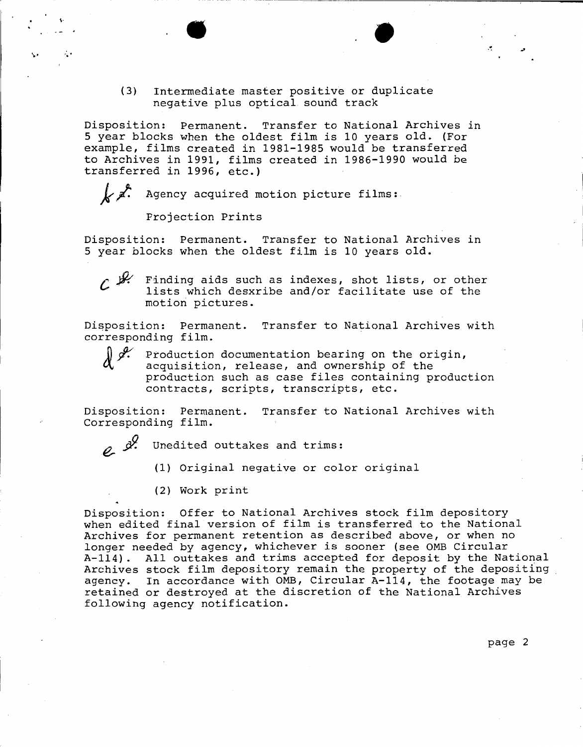(3) Intermediate master positive or duplicate negative plus optical sound track

Disposition: Permanent. Transfer to National Archives in 5 year blocks when the oldest film is 10 years old. (For example, films created in 1981-1985 would be transferred to Archives in 1991, films created in 1986-1990 would be transferred in 1996, etc.)

b ~~2~~. Agency acquired motion picture films:

Projection Prints

Disposition: Permanent. Transfer to National Archives in 5 year blocks when the oldest film is 10 years old.

c ~~3~~. Finding aids such as indexes, shot lists, or other lists which desxribe and/or facilitate use of the motion pictures.

Disposition: Permanent. Transfer to National Archives with corresponding film.

d ~~4~~. Production documentation bearing on the origin, acquisition, release, and ownership of the production such as case files containing production contracts, scripts, transcripts, etc.

Disposition: Permanent. Transfer to National Archives with Corresponding film.

e ~~5~~. Unedited outtakes and trims:

(1) Original negative or color original

(2) Work print

Disposition: Offer to National Archives stock film depository when edited final version of film is transferred to the National Archives for permanent retention as described above, or when no longer needed by agency, whichever is sooner (see OMB Circular A-114). All outtakes and trims accepted for deposit by the National Archives stock film depository remain the property of the depositing agency. In accordance with OMB, Circular A-114, the footage may be retained or destroyed at the discretion of the National Archives following agency notification.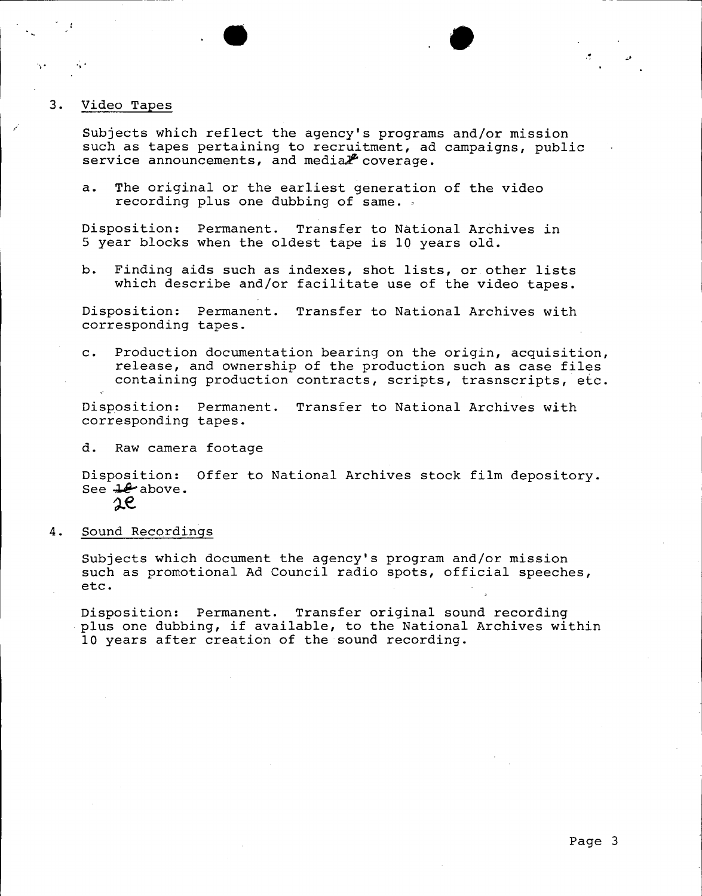3. Video Tapes

Subjects which reflect the agency's programs and/or mission such as tapes pertaining to recruitment, ad campaigns, public service announcements, and media coverage.

a. The original or the earliest generation of the video recording plus one dubbing of same.

Disposition: Permanent. Transfer to National Archives in 5 year blocks when the oldest tape is 10 years old.

b. Finding aids such as indexes, shot lists, or other lists which describe and/or facilitate use of the video tapes.

Disposition: Permanent. Transfer to National Archives with corresponding tapes.

c. Production documentation bearing on the origin, acquisition, release, and ownership of the production such as case files containing production contracts, scripts, trasnscripts, etc.

Disposition: Permanent. Transfer to National Archives with corresponding tapes.

d. Raw camera footage

Disposition: Offer to National Archives stock film depository. See ~~1e~~ 2e above.

4. Sound Recordings

Subjects which document the agency's program and/or mission such as promotional Ad Council radio spots, official speeches, etc.

Disposition: Permanent. Transfer original sound recording plus one dubbing, if available, to the National Archives within 10 years after creation of the sound recording.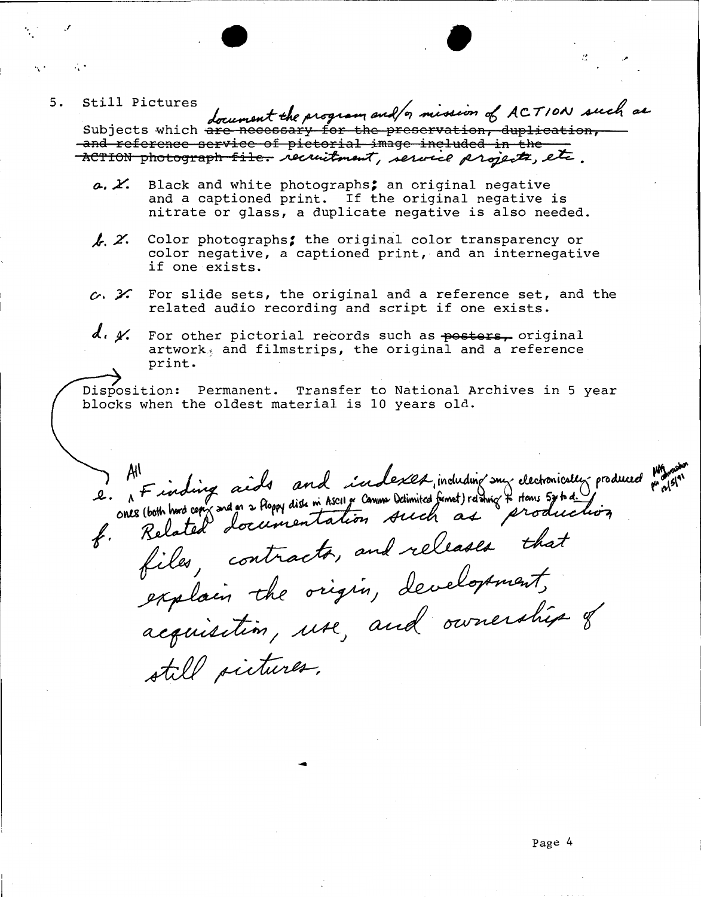5. Still Pictures

Subjects which ~~are necessary for the preservation, duplication, and reference service of pictorial image included in the ACTION photograph file.~~ document the program and/or mission of ACTION such as recruitment, service projects, etc.

a. ~~1.~~ Black and white photographs; an original negative and a captioned print. If the original negative is nitrate or glass, a duplicate negative is also needed.

b. ~~2.~~ Color photographs; the original color transparency or color negative, a captioned print, and an internegative if one exists.

c. ~~3.~~ For slide sets, the original and a reference set, and the related audio recording and script if one exists.

d. ~~4.~~ For other pictorial records such as ~~posters,~~ original artwork, and filmstrips, the original and a reference print.

e. All Finding aids and indexes, including any electronically produced ones (both hard copy and on a floppy disk in ASCII or Comma Delimited format) relating to items 5a to d.

f. Related documentation such as production files, contracts, and releases that explain the origin, development, acquisition, use, and ownership of still pictures.

Disposition: Permanent. Transfer to National Archives in 5 year blocks when the oldest material is 10 years old.

MH per conversation 12/5/91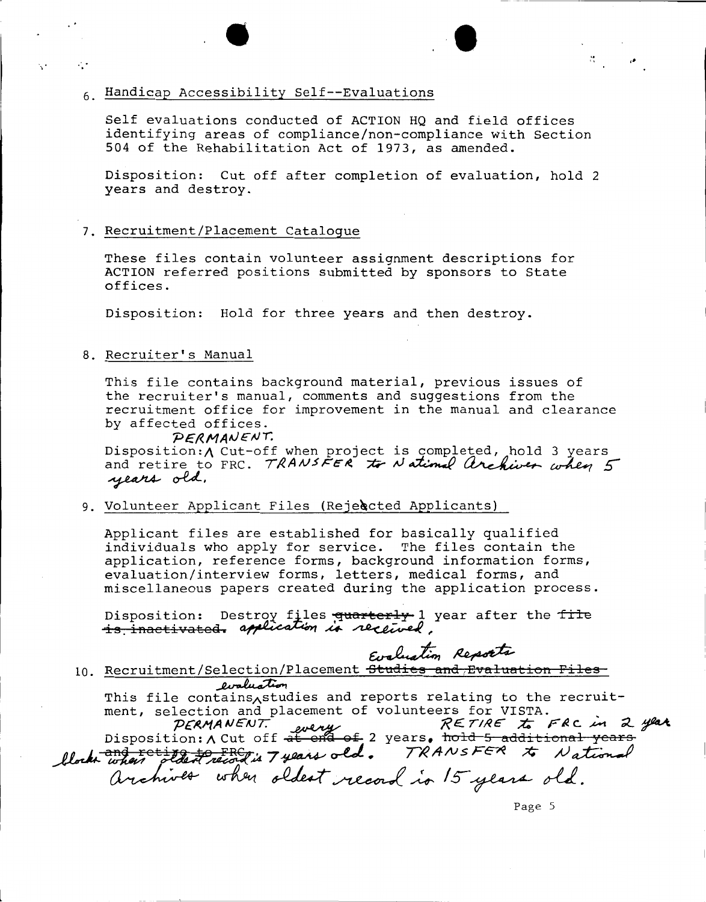6. Handicap Accessibility Self--Evaluations

Self evaluations conducted of ACTION HQ and field offices identifying areas of compliance/non-compliance with Section 504 of the Rehabilitation Act of 1973, as amended.

Disposition: Cut off after completion of evaluation, hold 2 years and destroy.

7. Recruitment/Placement Catalogue

These files contain volunteer assignment descriptions for ACTION referred positions submitted by sponsors to State offices.

Disposition: Hold for three years and then destroy.

8. Recruiter's Manual

This file contains background material, previous issues of the recruiter's manual, comments and suggestions from the recruitment office for improvement in the manual and clearance by affected offices.

Disposition: PERMANENT. Cut-off when project is completed, hold 3 years and retire to FRC. TRANSFER to National Archives when 5 years old.

9. Volunteer Applicant Files (Rejected Applicants)

Applicant files are established for basically qualified individuals who apply for service. The files contain the application, reference forms, background information forms, evaluation/interview forms, letters, medical forms, and miscellaneous papers created during the application process.

Disposition: Destroy files ~~quarterly~~ 1 year after the ~~file is inactivated.~~ application is received.

10. Recruitment/Selection/Placement ~~Studies and Evaluation Files~~ Evaluation Reports

This file contains evaluation studies and reports relating to the recruitment, selection and placement of volunteers for VISTA.

Disposition: PERMANENT. Cut off ~~at end of~~ every 2 years. ~~hold 5 additional years and retire to FRC.~~ RETIRE to FRC in 2 year blocks when oldest record is 7 years old. TRANSFER to National Archives when oldest record is 15 years old.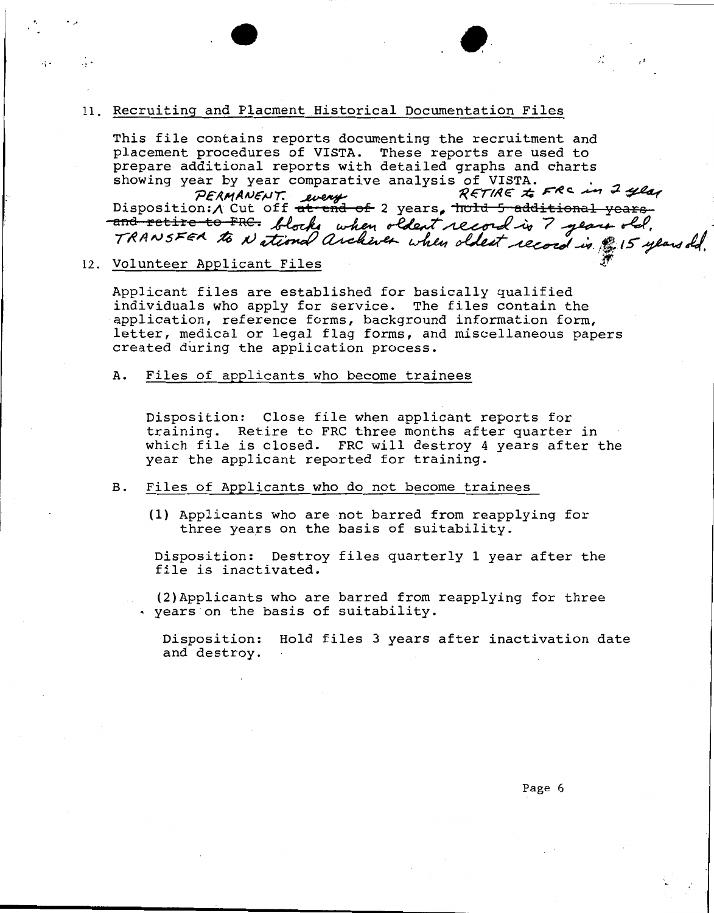11. Recruiting and Placment Historical Documentation Files

This file contains reports documenting the recruitment and placement procedures of VISTA. These reports are used to prepare additional reports with detailed graphs and charts showing year by year comparative analysis of VISTA.

Disposition: PERMANENT. Cut off ~~at end of~~ every 2 years, ~~hold 5 additional years and retire to FRC.~~ RETIRE to FRC in 2 year blocks when oldest record is 7 years old. TRANSFER to National Archives when oldest record is 15 years old.

12. Volunteer Applicant Files

Applicant files are established for basically qualified individuals who apply for service. The files contain the application, reference forms, background information form, letter, medical or legal flag forms, and miscellaneous papers created during the application process.

A. Files of applicants who become trainees

Disposition: Close file when applicant reports for training. Retire to FRC three months after quarter in which file is closed. FRC will destroy 4 years after the year the applicant reported for training.

B. Files of Applicants who do not become trainees

(1) Applicants who are not barred from reapplying for three years on the basis of suitability.

Disposition: Destroy files quarterly 1 year after the file is inactivated.

(2) Applicants who are barred from reapplying for three years on the basis of suitability.

Disposition: Hold files 3 years after inactivation date and destroy.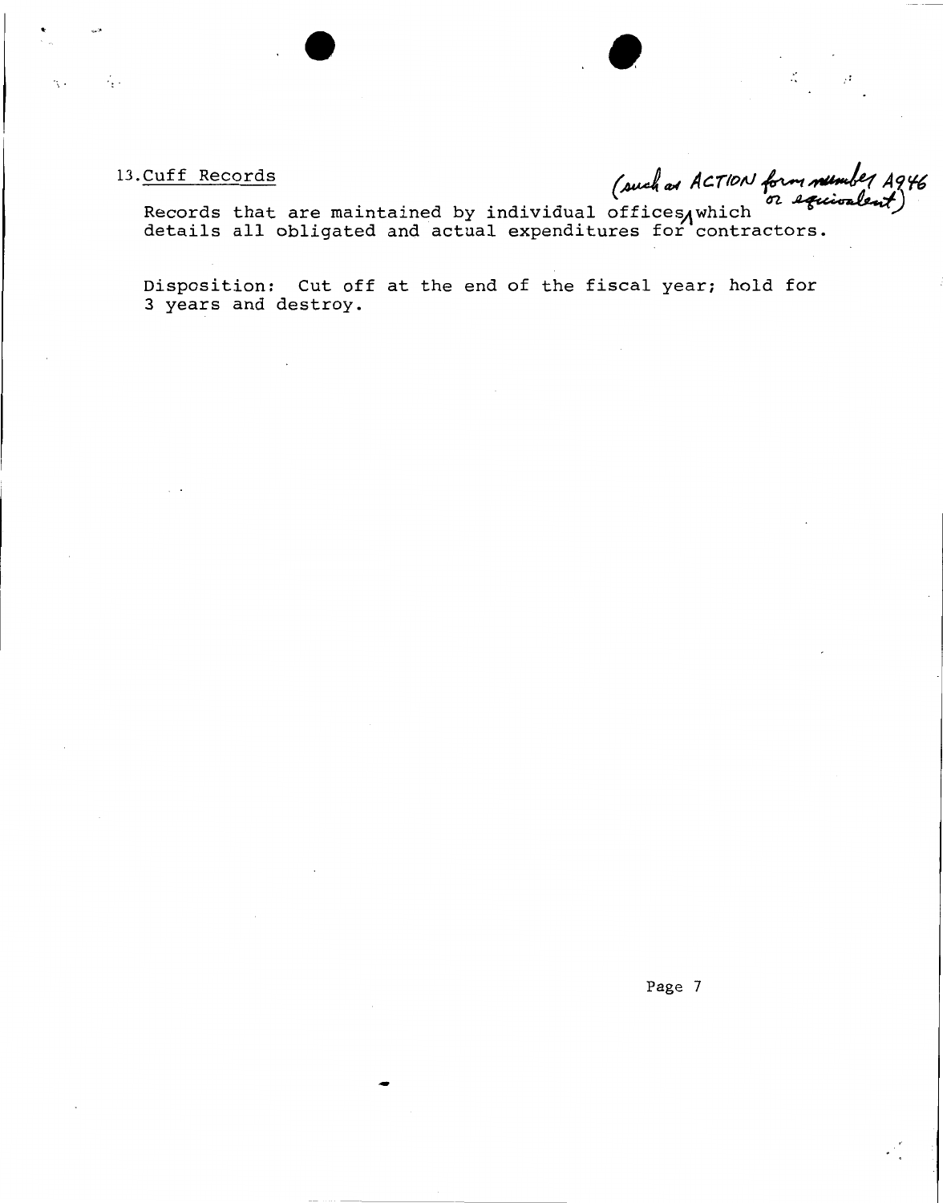13. Cuff Records

Records that are maintained by individual offices (such as ACTION form number A946 or equivalent) which details all obligated and actual expenditures for contractors.

Disposition: Cut off at the end of the fiscal year; hold for 3 years and destroy.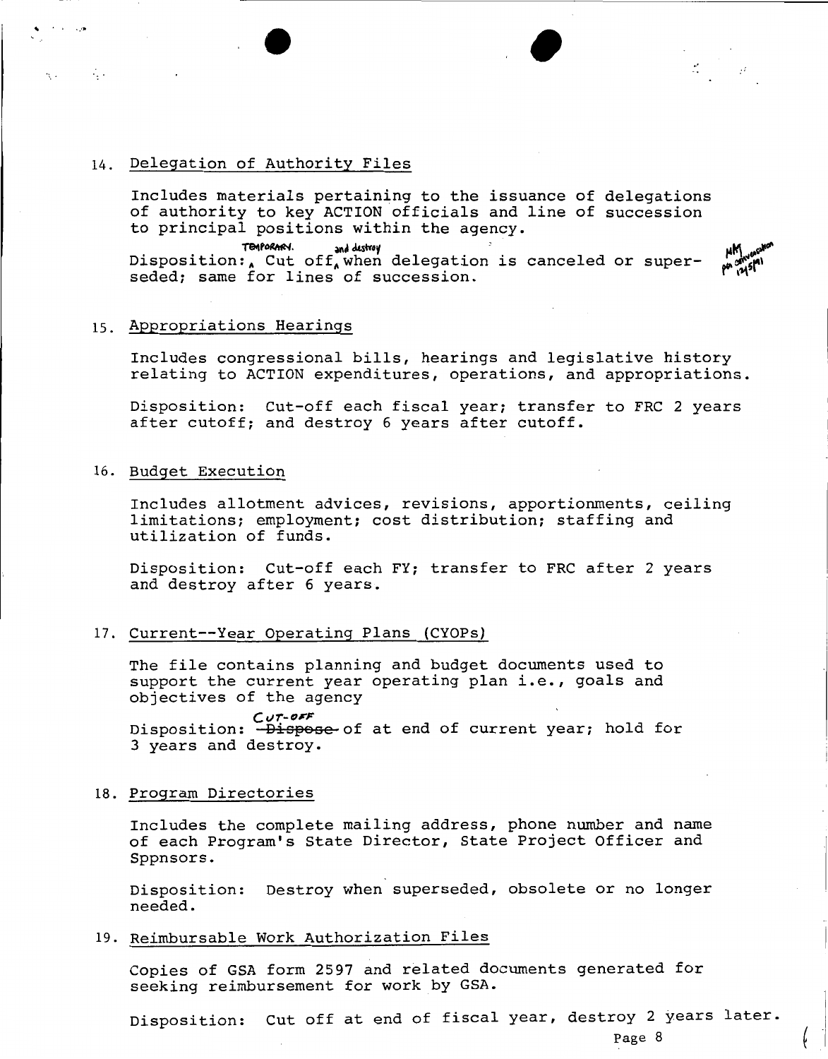14. Delegation of Authority Files

    Includes materials pertaining to the issuance of delegations of authority to key ACTION officials and line of succession to principal positions within the agency.

    Disposition: TEMPORARY. Cut off and destroy when delegation is canceled or superseded; same for lines of succession.

    MM per conversation 12/5/91

15. Appropriations Hearings

    Includes congressional bills, hearings and legislative history relating to ACTION expenditures, operations, and appropriations.

    Disposition: Cut-off each fiscal year; transfer to FRC 2 years after cutoff; and destroy 6 years after cutoff.

16. Budget Execution

    Includes allotment advices, revisions, apportionments, ceiling limitations; employment; cost distribution; staffing and utilization of funds.

    Disposition: Cut-off each FY; transfer to FRC after 2 years and destroy after 6 years.

17. Current--Year Operating Plans (CYOPs)

    The file contains planning and budget documents used to support the current year operating plan i.e., goals and objectives of the agency

    Disposition: ~~Dispose~~ CUT-OFF of at end of current year; hold for 3 years and destroy.

18. Program Directories

    Includes the complete mailing address, phone number and name of each Program's State Director, State Project Officer and Sppnsors.

    Disposition: Destroy when superseded, obsolete or no longer needed.

19. Reimbursable Work Authorization Files

    Copies of GSA form 2597 and related documents generated for seeking reimbursement for work by GSA.

    Disposition: Cut off at end of fiscal year, destroy 2 years later.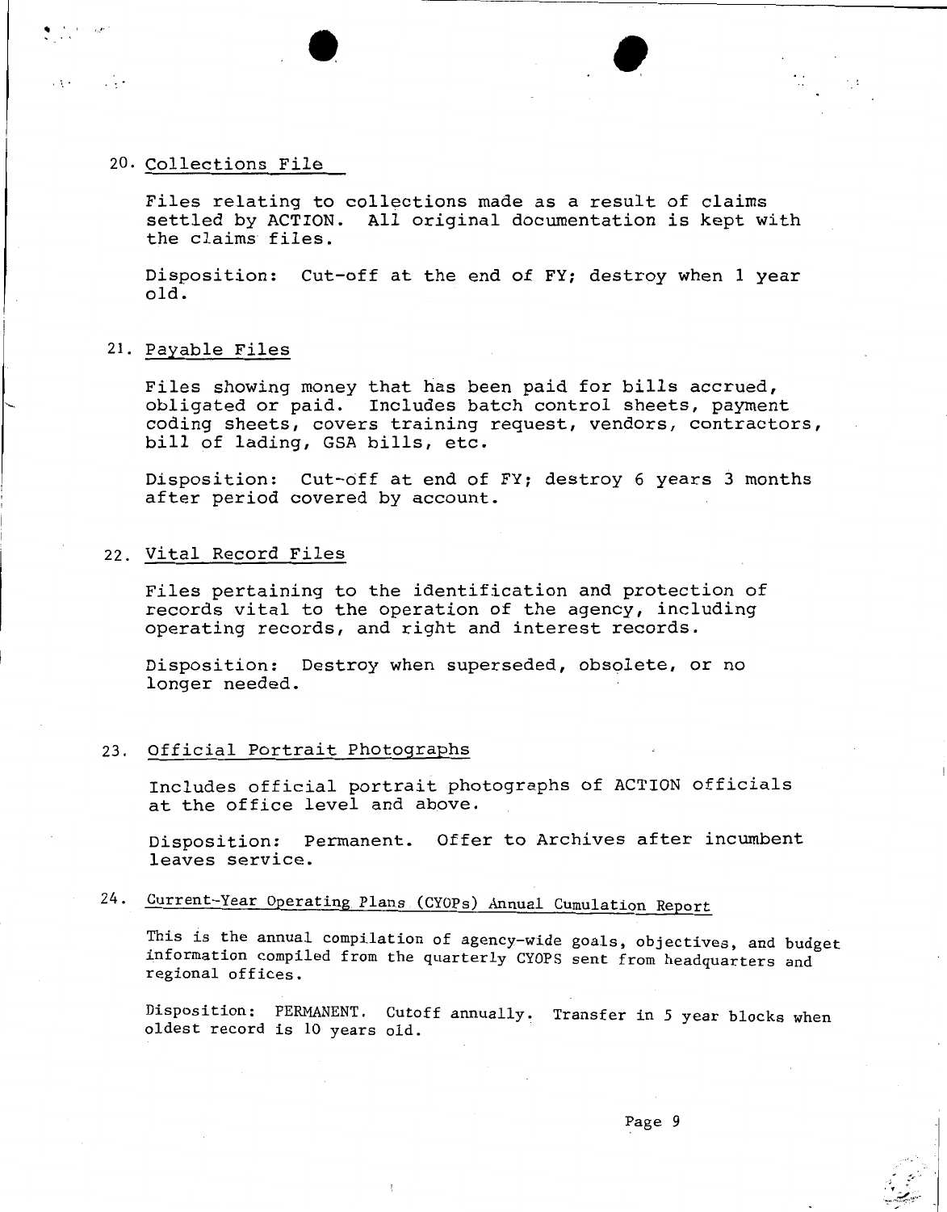20. Collections File

Files relating to collections made as a result of claims settled by ACTION. All original documentation is kept with the claims files.

Disposition: Cut-off at the end of FY; destroy when 1 year old.

21. Payable Files

Files showing money that has been paid for bills accrued, obligated or paid. Includes batch control sheets, payment coding sheets, covers training request, vendors, contractors, bill of lading, GSA bills, etc.

Disposition: Cut-off at end of FY; destroy 6 years 3 months after period covered by account.

22. Vital Record Files

Files pertaining to the identification and protection of records vital to the operation of the agency, including operating records, and right and interest records.

Disposition: Destroy when superseded, obsolete, or no longer needed.

23. Official Portrait Photographs

Includes official portrait photographs of ACTION officials at the office level and above.

Disposition: Permanent. Offer to Archives after incumbent leaves service.

24. Current-Year Operating Plans (CYOPs) Annual Cumulation Report

This is the annual compilation of agency-wide goals, objectives, and budget information compiled from the quarterly CYOPS sent from headquarters and regional offices.

Disposition: PERMANENT. Cutoff annually. Transfer in 5 year blocks when oldest record is 10 years old.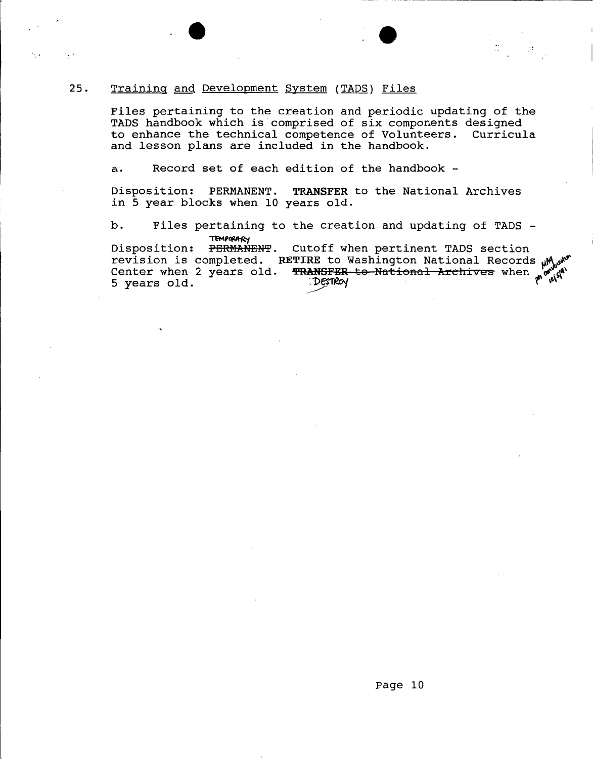25. Training and Development System (TADS) Files

Files pertaining to the creation and periodic updating of the TADS handbook which is comprised of six components designed to enhance the technical competence of Volunteers. Curricula and lesson plans are included in the handbook.

a. Record set of each edition of the handbook -

Disposition: PERMANENT. **TRANSFER** to the National Archives in 5 year blocks when 10 years old.

b. Files pertaining to the creation and updating of TADS -

Disposition: ~~PERMANENT~~ TEMPORARY. Cutoff when pertinent TADS section revision is completed. **RETIRE** to Washington National Records Center when 2 years old. ~~**TRANSFER** to National Archives~~ DESTROY when 5 years old.

MM per conversation 12/5/91